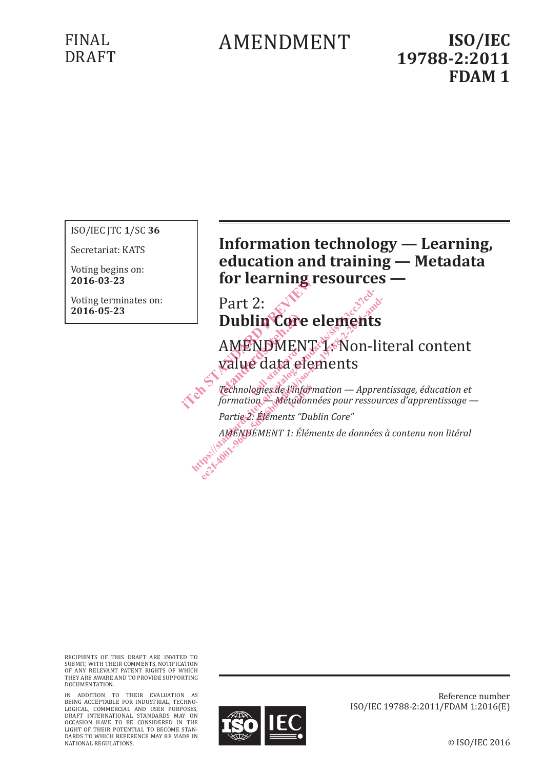FINAL DRAFT

AMENDMENT

**ISO/IEC 19788-2:2011 FDAM 1**

ISO/IEC JTC **1**/SC **36**

Secretariat: KATS

Voting begins on: **2016-03-23**

Voting terminates on: **2016-05-23**

# Information technology — Learning, education and training — Metadata for learning resources —

## Part 2: **Dublin Core elements**

## AMENDMENT 1: Non-literal content value data elements

*Technologies de l'information — Apprentissage, éducation et formation — Métadonnées pour ressources d'apprentissage —*

*Partie 2: Éléments "Dublin Core"*

*AMENDEMENT 1: Éléments de données à contenu non litéral*

RECIPIENTS OF THIS DRAFT ARE INVITED TO SUBMIT, WITH THEIR COMMENTS, NOTIFICATION OF ANY RELEVANT PATENT RIGHTS OF WHICH THEY ARE AWARE AND TO PROVIDE SUPPORTING DOCUMENTATION.

IN ADDITION TO THEIR EVALUATION AS BEING ACCEPTABLE FOR INDUSTRIAL, TECHNOLOGICAL, COMMERCIAL AND USER PURPOSES, DRAFT INTERNATIONAL STANDARDS MAY ON OCCASION HAVE TO BE CONSIDERED IN THE LIGHT OF THEIR POTENTIAL TO BECOME STANDARDS TO WHICH REFERENCE MAY BE MADE IN NATIONAL REGULATIONS.

Reference number
ISO/IEC 19788-2:2011/FDAM 1:2016(E)

© ISO/IEC 2016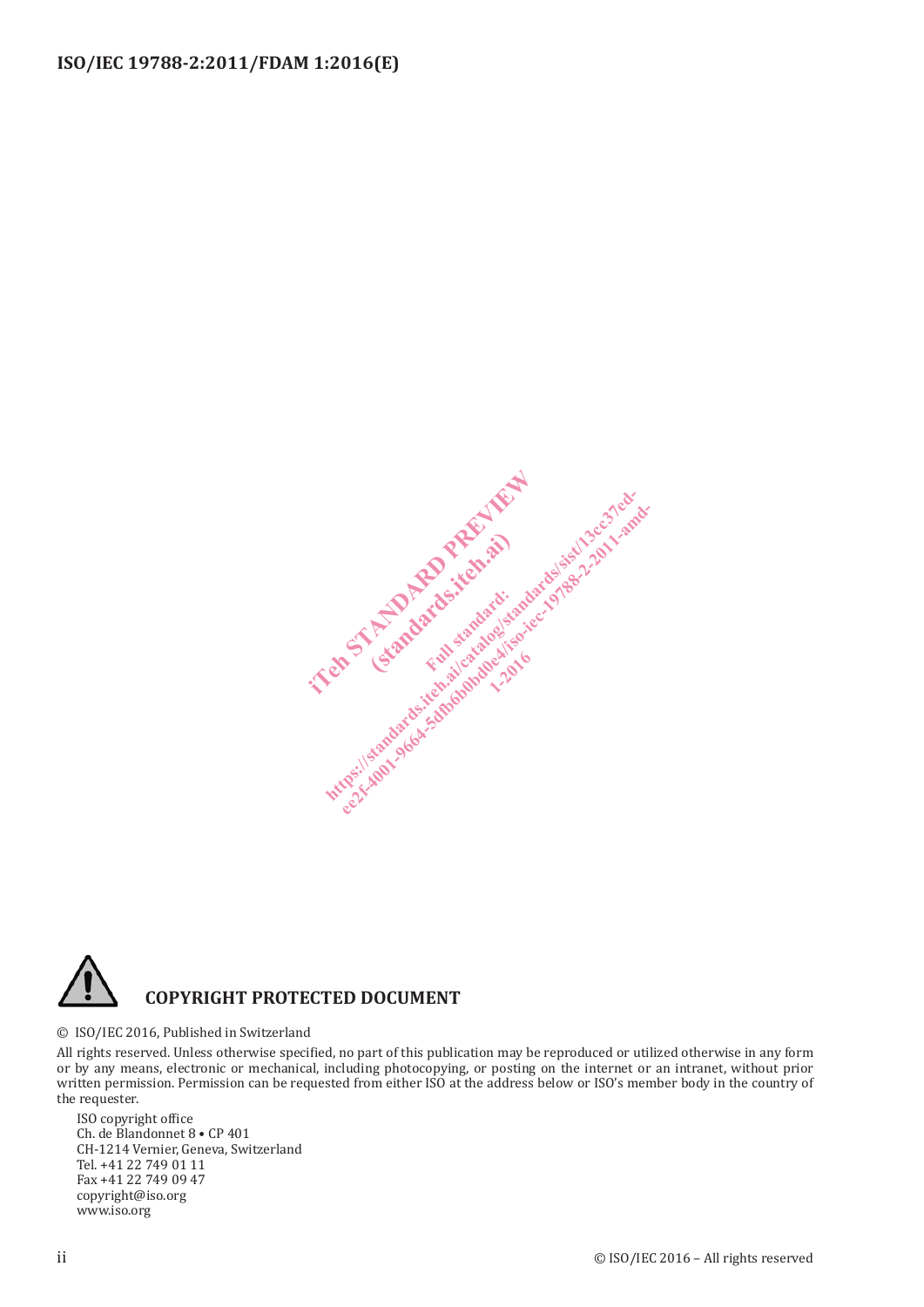**COPYRIGHT PROTECTED DOCUMENT**

© ISO/IEC 2016, Published in Switzerland

All rights reserved. Unless otherwise specified, no part of this publication may be reproduced or utilized otherwise in any form or by any means, electronic or mechanical, including photocopying, or posting on the internet or an intranet, without prior written permission. Permission can be requested from either ISO at the address below or ISO's member body in the country of the requester.

ISO copyright office
Ch. de Blandonnet 8 • CP 401
CH-1214 Vernier, Geneva, Switzerland
Tel. +41 22 749 01 11
Fax +41 22 749 09 47
copyright@iso.org
www.iso.org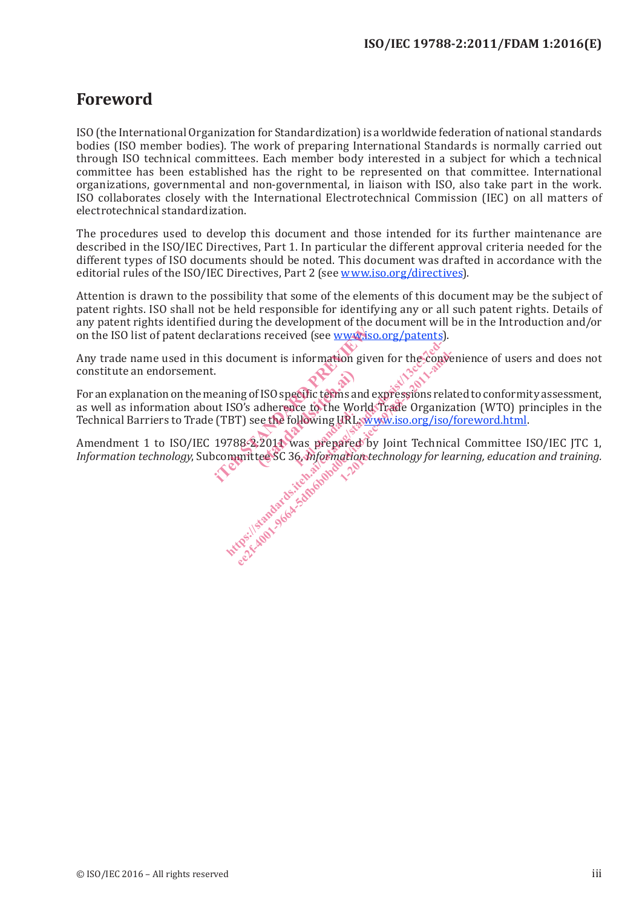# Foreword

ISO (the International Organization for Standardization) is a worldwide federation of national standards bodies (ISO member bodies). The work of preparing International Standards is normally carried out through ISO technical committees. Each member body interested in a subject for which a technical committee has been established has the right to be represented on that committee. International organizations, governmental and non-governmental, in liaison with ISO, also take part in the work. ISO collaborates closely with the International Electrotechnical Commission (IEC) on all matters of electrotechnical standardization.

The procedures used to develop this document and those intended for its further maintenance are described in the ISO/IEC Directives, Part 1. In particular the different approval criteria needed for the different types of ISO documents should be noted. This document was drafted in accordance with the editorial rules of the ISO/IEC Directives, Part 2 (see www.iso.org/directives).

Attention is drawn to the possibility that some of the elements of this document may be the subject of patent rights. ISO shall not be held responsible for identifying any or all such patent rights. Details of any patent rights identified during the development of the document will be in the Introduction and/or on the ISO list of patent declarations received (see www.iso.org/patents).

Any trade name used in this document is information given for the convenience of users and does not constitute an endorsement.

For an explanation on the meaning of ISO specific terms and expressions related to conformity assessment, as well as information about ISO's adherence to the World Trade Organization (WTO) principles in the Technical Barriers to Trade (TBT) see the following URL: www.iso.org/iso/foreword.html.

Amendment 1 to ISO/IEC 19788-2:2011 was prepared by Joint Technical Committee ISO/IEC JTC 1, *Information technology*, Subcommittee SC 36, *Information technology for learning, education and training.*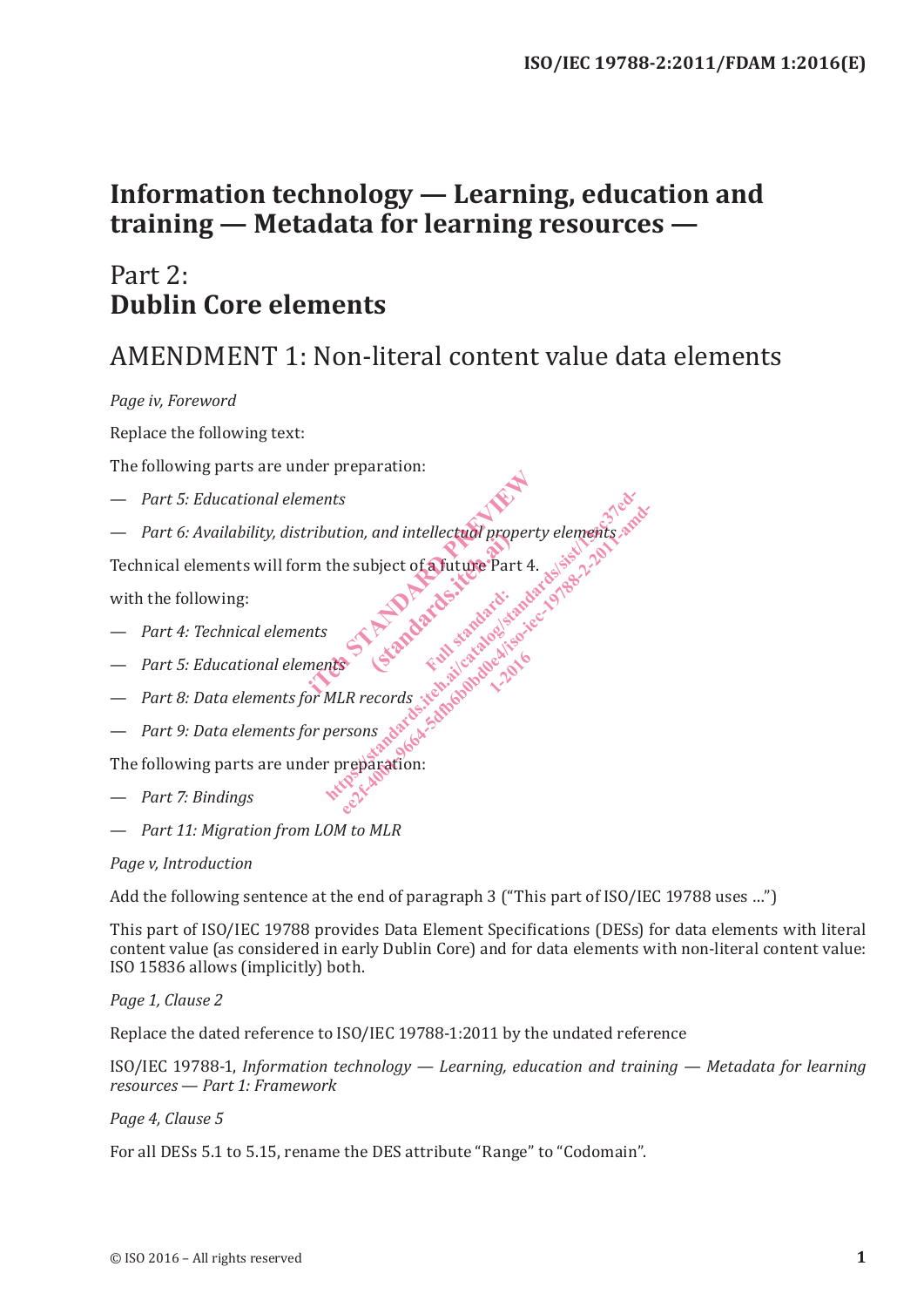# Information technology — Learning, education and training — Metadata for learning resources —

## Part 2: Dublin Core elements

## AMENDMENT 1: Non-literal content value data elements

*Page iv, Foreword*

Replace the following text:

The following parts are under preparation:

— *Part 5: Educational elements*

— *Part 6: Availability, distribution, and intellectual property elements*

Technical elements will form the subject of a future Part 4.

with the following:

— *Part 4: Technical elements*

— *Part 5: Educational elements*

— *Part 8: Data elements for MLR records*

— *Part 9: Data elements for persons*

The following parts are under preparation:

— *Part 7: Bindings*

— *Part 11: Migration from LOM to MLR*

*Page v, Introduction*

Add the following sentence at the end of paragraph 3 ("This part of ISO/IEC 19788 uses ...")

This part of ISO/IEC 19788 provides Data Element Specifications (DESs) for data elements with literal content value (as considered in early Dublin Core) and for data elements with non-literal content value: ISO 15836 allows (implicitly) both.

*Page 1, Clause 2*

Replace the dated reference to ISO/IEC 19788-1:2011 by the undated reference

ISO/IEC 19788-1, *Information technology — Learning, education and training — Metadata for learning resources — Part 1: Framework*

*Page 4, Clause 5*

For all DESs 5.1 to 5.15, rename the DES attribute "Range" to "Codomain".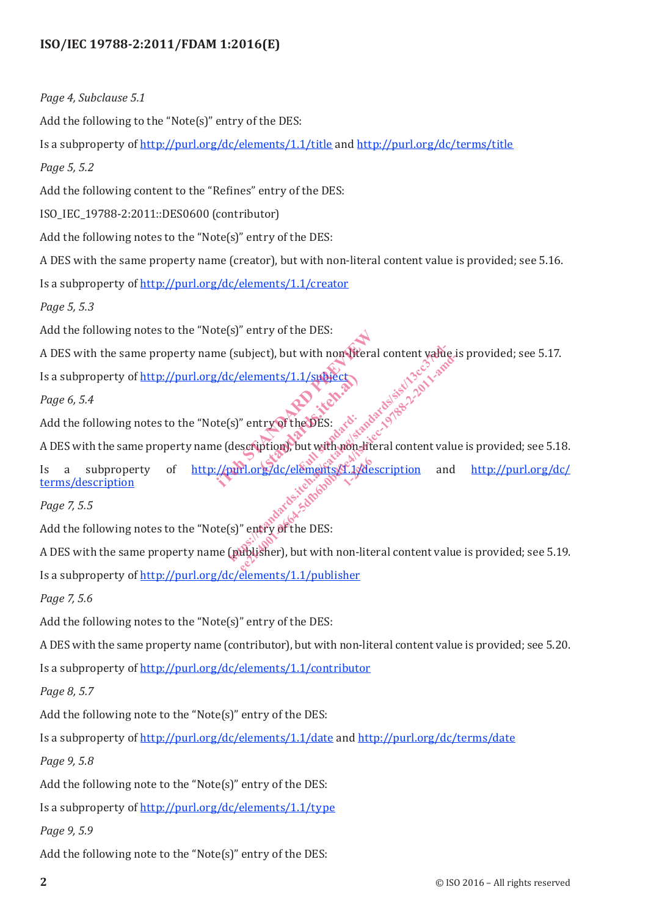*Page 4, Subclause 5.1*

Add the following to the "Note(s)" entry of the DES:

Is a subproperty of http://purl.org/dc/elements/1.1/title and http://purl.org/dc/terms/title

*Page 5, 5.2*

Add the following content to the "Refines" entry of the DES:

ISO_IEC_19788-2:2011::DES0600 (contributor)

Add the following notes to the "Note(s)" entry of the DES:

A DES with the same property name (creator), but with non-literal content value is provided; see 5.16.

Is a subproperty of http://purl.org/dc/elements/1.1/creator

*Page 5, 5.3*

Add the following notes to the "Note(s)" entry of the DES:

A DES with the same property name (subject), but with non-literal content value is provided; see 5.17.

Is a subproperty of http://purl.org/dc/elements/1.1/subject

*Page 6, 5.4*

Add the following notes to the "Note(s)" entry of the DES:

A DES with the same property name (description), but with non-literal content value is provided; see 5.18.

Is a subproperty of http://purl.org/dc/elements/1.1/description and http://purl.org/dc/terms/description

*Page 7, 5.5*

Add the following notes to the "Note(s)" entry of the DES:

A DES with the same property name (publisher), but with non-literal content value is provided; see 5.19.

Is a subproperty of http://purl.org/dc/elements/1.1/publisher

*Page 7, 5.6*

Add the following notes to the "Note(s)" entry of the DES:

A DES with the same property name (contributor), but with non-literal content value is provided; see 5.20.

Is a subproperty of http://purl.org/dc/elements/1.1/contributor

*Page 8, 5.7*

Add the following note to the "Note(s)" entry of the DES:

Is a subproperty of http://purl.org/dc/elements/1.1/date and http://purl.org/dc/terms/date

*Page 9, 5.8*

Add the following note to the "Note(s)" entry of the DES:

Is a subproperty of http://purl.org/dc/elements/1.1/type

*Page 9, 5.9*

Add the following note to the "Note(s)" entry of the DES: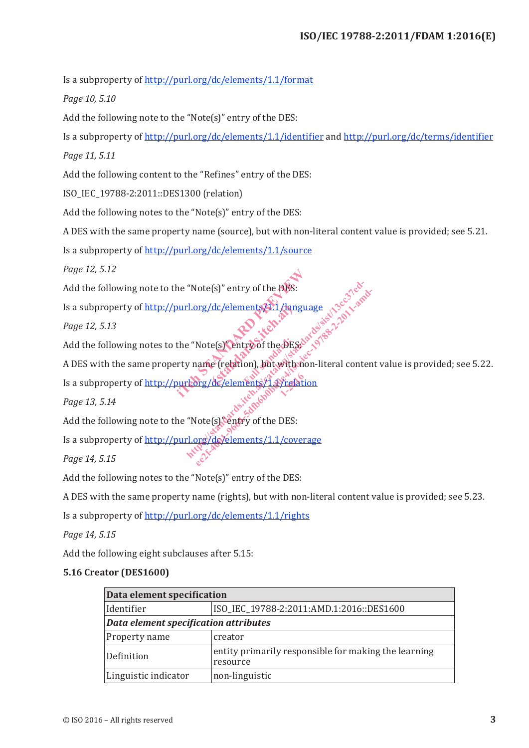Is a subproperty of http://purl.org/dc/elements/1.1/format

*Page 10, 5.10*

Add the following note to the "Note(s)" entry of the DES:

Is a subproperty of http://purl.org/dc/elements/1.1/identifier and http://purl.org/dc/terms/identifier

*Page 11, 5.11*

Add the following content to the "Refines" entry of the DES:

ISO_IEC_19788-2:2011::DES1300 (relation)

Add the following notes to the "Note(s)" entry of the DES:

A DES with the same property name (source), but with non-literal content value is provided; see 5.21.

Is a subproperty of http://purl.org/dc/elements/1.1/source

*Page 12, 5.12*

Add the following note to the "Note(s)" entry of the DES:

Is a subproperty of http://purl.org/dc/elements/1.1/language

*Page 12, 5.13*

Add the following notes to the "Note(s)" entry of the DES:

A DES with the same property name (relation), but with non-literal content value is provided; see 5.22.

Is a subproperty of http://purl.org/dc/elements/1.1/relation

*Page 13, 5.14*

Add the following note to the "Note(s)" entry of the DES:

Is a subproperty of http://purl.org/dc/elements/1.1/coverage

*Page 14, 5.15*

Add the following notes to the "Note(s)" entry of the DES:

A DES with the same property name (rights), but with non-literal content value is provided; see 5.23.

Is a subproperty of http://purl.org/dc/elements/1.1/rights

*Page 14, 5.15*

Add the following eight subclauses after 5.15:

**5.16 Creator (DES1600)**

| **Data element specification** | |
|---|---|
| Identifier | ISO_IEC_19788-2:2011:AMD.1:2016::DES1600 |
| ***Data element specification attributes*** | |
| Property name | creator |
| Definition | entity primarily responsible for making the learning resource |
| Linguistic indicator | non-linguistic |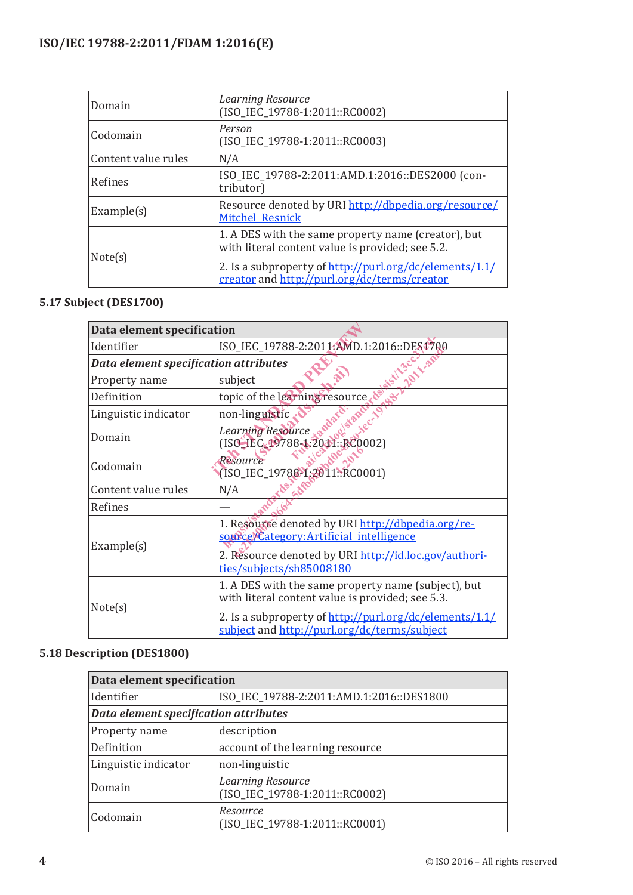| | |
|---|---|
| Domain | *Learning Resource* (ISO_IEC_19788-1:2011::RC0002) |
| Codomain | *Person* (ISO_IEC_19788-1:2011::RC0003) |
| Content value rules | N/A |
| Refines | ISO_IEC_19788-2:2011:AMD.1:2016::DES2000 (contributor) |
| Example(s) | Resource denoted by URI http://dbpedia.org/resource/Mitchel_Resnick |
| Note(s) | 1. A DES with the same property name (creator), but with literal content value is provided; see 5.2. 2. Is a subproperty of http://purl.org/dc/elements/1.1/creator and http://purl.org/dc/terms/creator |

## 5.17 Subject (DES1700)

| **Data element specification** | |
|---|---|
| Identifier | ISO_IEC_19788-2:2011:AMD.1:2016::DES1700 |
| ***Data element specification attributes*** | |
| Property name | subject |
| Definition | topic of the learning resource |
| Linguistic indicator | non-linguistic |
| Domain | *Learning Resource* (ISO_IEC_19788-1:2011::RC0002) |
| Codomain | *Resource* (ISO_IEC_19788-1:2011::RC0001) |
| Content value rules | N/A |
| Refines | — |
| Example(s) | 1. Resource denoted by URI http://dbpedia.org/resource/Category:Artificial_intelligence 2. Resource denoted by URI http://id.loc.gov/authorities/subjects/sh85008180 |
| Note(s) | 1. A DES with the same property name (subject), but with literal content value is provided; see 5.3. 2. Is a subproperty of http://purl.org/dc/elements/1.1/subject and http://purl.org/dc/terms/subject |

## 5.18 Description (DES1800)

| **Data element specification** | |
|---|---|
| Identifier | ISO_IEC_19788-2:2011:AMD.1:2016::DES1800 |
| ***Data element specification attributes*** | |
| Property name | description |
| Definition | account of the learning resource |
| Linguistic indicator | non-linguistic |
| Domain | *Learning Resource* (ISO_IEC_19788-1:2011::RC0002) |
| Codomain | *Resource* (ISO_IEC_19788-1:2011::RC0001) |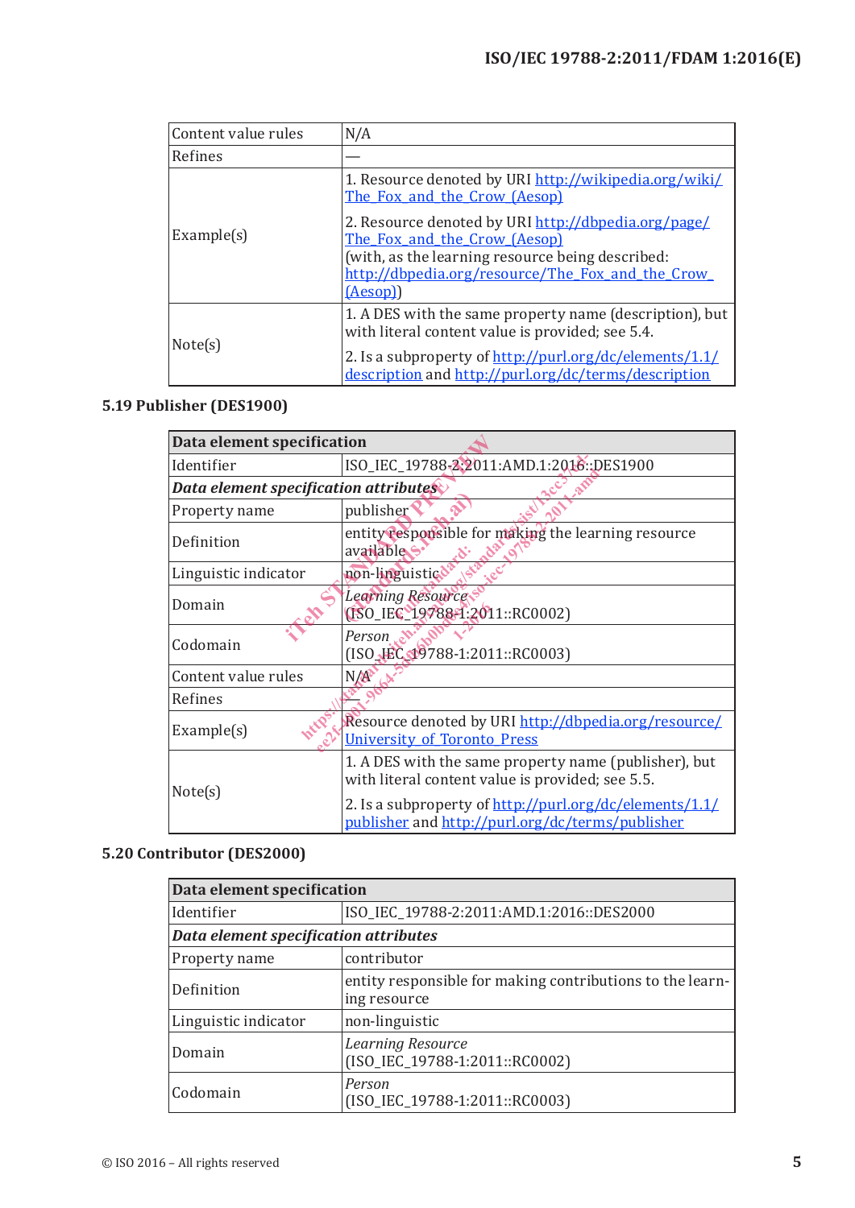| | |
|---|---|
| Content value rules | N/A |
| Refines | — |
| Example(s) | 1. Resource denoted by URI http://wikipedia.org/wiki/The_Fox_and_the_Crow_(Aesop)<br><br>2. Resource denoted by URI http://dbpedia.org/page/The_Fox_and_the_Crow_(Aesop)<br>(with, as the learning resource being described: http://dbpedia.org/resource/The_Fox_and_the_Crow_(Aesop)) |
| Note(s) | 1. A DES with the same property name (description), but with literal content value is provided; see 5.4.<br><br>2. Is a subproperty of http://purl.org/dc/elements/1.1/description and http://purl.org/dc/terms/description |

### 5.19 Publisher (DES1900)

| **Data element specification** | |
|---|---|
| Identifier | ISO_IEC_19788-2:2011:AMD.1:2016::DES1900 |
| ***Data element specification attributes*** | |
| Property name | publisher |
| Definition | entity responsible for making the learning resource available |
| Linguistic indicator | non-linguistic |
| Domain | *Learning Resource*<br>(ISO_IEC_19788-1:2011::RC0002) |
| Codomain | *Person*<br>(ISO_IEC_19788-1:2011::RC0003) |
| Content value rules | N/A |
| Refines | — |
| Example(s) | Resource denoted by URI http://dbpedia.org/resource/University_of_Toronto_Press |
| Note(s) | 1. A DES with the same property name (publisher), but with literal content value is provided; see 5.5.<br><br>2. Is a subproperty of http://purl.org/dc/elements/1.1/publisher and http://purl.org/dc/terms/publisher |

### 5.20 Contributor (DES2000)

| **Data element specification** | |
|---|---|
| Identifier | ISO_IEC_19788-2:2011:AMD.1:2016::DES2000 |
| ***Data element specification attributes*** | |
| Property name | contributor |
| Definition | entity responsible for making contributions to the learning resource |
| Linguistic indicator | non-linguistic |
| Domain | *Learning Resource*<br>(ISO_IEC_19788-1:2011::RC0002) |
| Codomain | *Person*<br>(ISO_IEC_19788-1:2011::RC0003) |